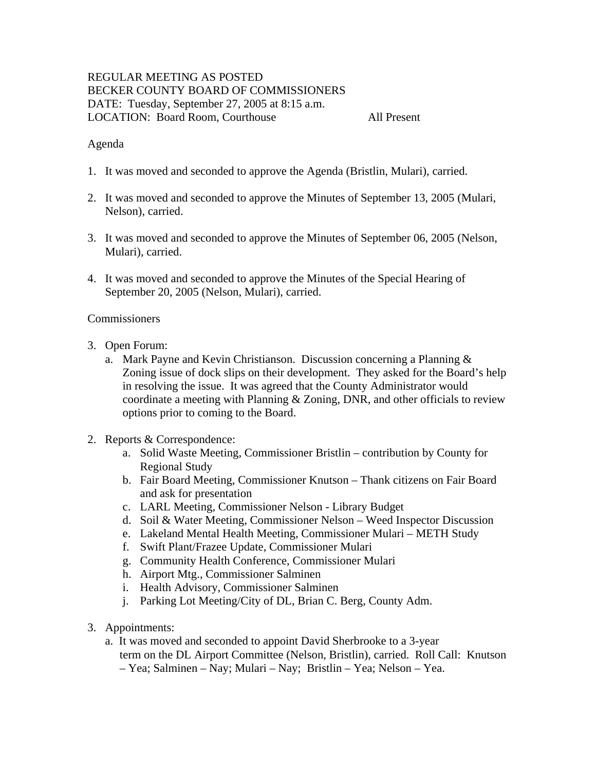REGULAR MEETING AS POSTED
BECKER COUNTY BOARD OF COMMISSIONERS
DATE: Tuesday, September 27, 2005 at 8:15 a.m.
LOCATION: Board Room, Courthouse All Present

Agenda

1. It was moved and seconded to approve the Agenda (Bristlin, Mulari), carried.

2. It was moved and seconded to approve the Minutes of September 13, 2005 (Mulari, Nelson), carried.

3. It was moved and seconded to approve the Minutes of September 06, 2005 (Nelson, Mulari), carried.

4. It was moved and seconded to approve the Minutes of the Special Hearing of September 20, 2005 (Nelson, Mulari), carried.

Commissioners

3. Open Forum:
   a. Mark Payne and Kevin Christianson. Discussion concerning a Planning & Zoning issue of dock slips on their development. They asked for the Board's help in resolving the issue. It was agreed that the County Administrator would coordinate a meeting with Planning & Zoning, DNR, and other officials to review options prior to coming to the Board.

2. Reports & Correspondence:
   a. Solid Waste Meeting, Commissioner Bristlin – contribution by County for Regional Study
   b. Fair Board Meeting, Commissioner Knutson – Thank citizens on Fair Board and ask for presentation
   c. LARL Meeting, Commissioner Nelson - Library Budget
   d. Soil & Water Meeting, Commissioner Nelson – Weed Inspector Discussion
   e. Lakeland Mental Health Meeting, Commissioner Mulari – METH Study
   f. Swift Plant/Frazee Update, Commissioner Mulari
   g. Community Health Conference, Commissioner Mulari
   h. Airport Mtg., Commissioner Salminen
   i. Health Advisory, Commissioner Salminen
   j. Parking Lot Meeting/City of DL, Brian C. Berg, County Adm.

3. Appointments:
   a. It was moved and seconded to appoint David Sherbrooke to a 3-year term on the DL Airport Committee (Nelson, Bristlin), carried. Roll Call: Knutson – Yea; Salminen – Nay; Mulari – Nay; Bristlin – Yea; Nelson – Yea.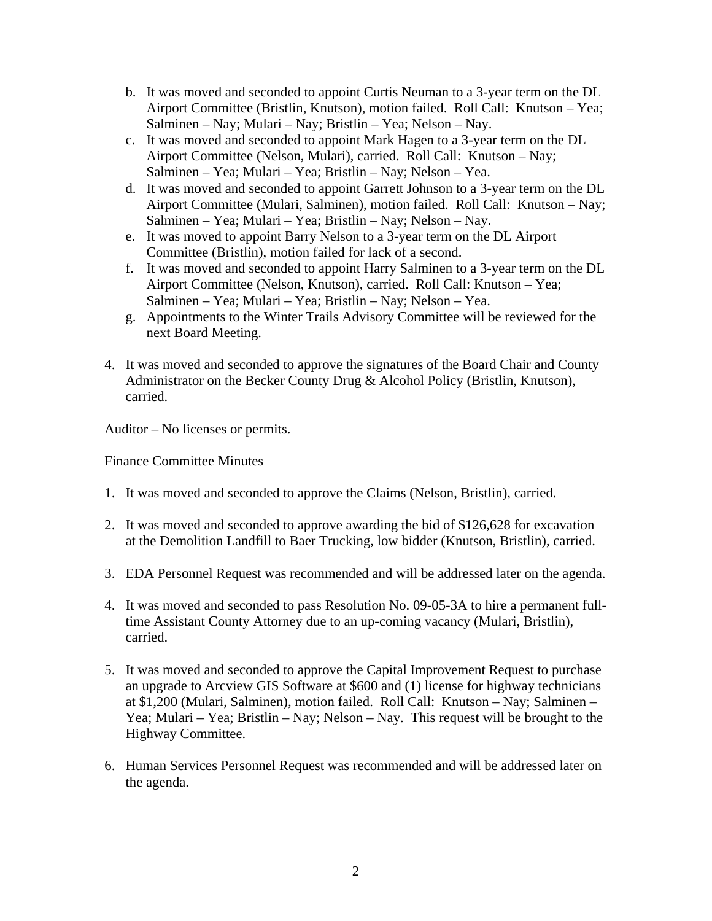b. It was moved and seconded to appoint Curtis Neuman to a 3-year term on the DL Airport Committee (Bristlin, Knutson), motion failed. Roll Call: Knutson – Yea; Salminen – Nay; Mulari – Nay; Bristlin – Yea; Nelson – Nay.
c. It was moved and seconded to appoint Mark Hagen to a 3-year term on the DL Airport Committee (Nelson, Mulari), carried. Roll Call: Knutson – Nay; Salminen – Yea; Mulari – Yea; Bristlin – Nay; Nelson – Yea.
d. It was moved and seconded to appoint Garrett Johnson to a 3-year term on the DL Airport Committee (Mulari, Salminen), motion failed. Roll Call: Knutson – Nay; Salminen – Yea; Mulari – Yea; Bristlin – Nay; Nelson – Nay.
e. It was moved to appoint Barry Nelson to a 3-year term on the DL Airport Committee (Bristlin), motion failed for lack of a second.
f. It was moved and seconded to appoint Harry Salminen to a 3-year term on the DL Airport Committee (Nelson, Knutson), carried. Roll Call: Knutson – Yea; Salminen – Yea; Mulari – Yea; Bristlin – Nay; Nelson – Yea.
g. Appointments to the Winter Trails Advisory Committee will be reviewed for the next Board Meeting.

4. It was moved and seconded to approve the signatures of the Board Chair and County Administrator on the Becker County Drug & Alcohol Policy (Bristlin, Knutson), carried.

Auditor – No licenses or permits.

Finance Committee Minutes

1. It was moved and seconded to approve the Claims (Nelson, Bristlin), carried.

2. It was moved and seconded to approve awarding the bid of $126,628 for excavation at the Demolition Landfill to Baer Trucking, low bidder (Knutson, Bristlin), carried.

3. EDA Personnel Request was recommended and will be addressed later on the agenda.

4. It was moved and seconded to pass Resolution No. 09-05-3A to hire a permanent full-time Assistant County Attorney due to an up-coming vacancy (Mulari, Bristlin), carried.

5. It was moved and seconded to approve the Capital Improvement Request to purchase an upgrade to Arcview GIS Software at $600 and (1) license for highway technicians at $1,200 (Mulari, Salminen), motion failed. Roll Call: Knutson – Nay; Salminen – Yea; Mulari – Yea; Bristlin – Nay; Nelson – Nay. This request will be brought to the Highway Committee.

6. Human Services Personnel Request was recommended and will be addressed later on the agenda.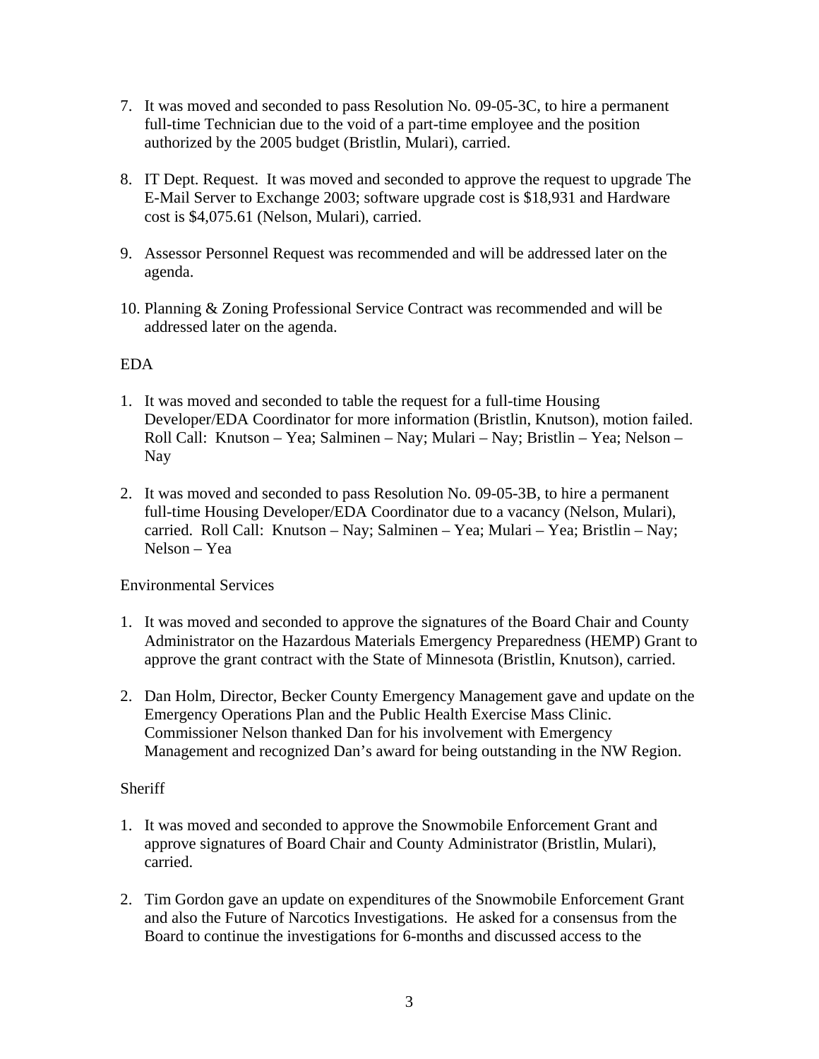7. It was moved and seconded to pass Resolution No. 09-05-3C, to hire a permanent full-time Technician due to the void of a part-time employee and the position authorized by the 2005 budget (Bristlin, Mulari), carried.

8. IT Dept. Request. It was moved and seconded to approve the request to upgrade The E-Mail Server to Exchange 2003; software upgrade cost is $18,931 and Hardware cost is $4,075.61 (Nelson, Mulari), carried.

9. Assessor Personnel Request was recommended and will be addressed later on the agenda.

10. Planning & Zoning Professional Service Contract was recommended and will be addressed later on the agenda.

EDA

1. It was moved and seconded to table the request for a full-time Housing Developer/EDA Coordinator for more information (Bristlin, Knutson), motion failed. Roll Call: Knutson – Yea; Salminen – Nay; Mulari – Nay; Bristlin – Yea; Nelson – Nay

2. It was moved and seconded to pass Resolution No. 09-05-3B, to hire a permanent full-time Housing Developer/EDA Coordinator due to a vacancy (Nelson, Mulari), carried. Roll Call: Knutson – Nay; Salminen – Yea; Mulari – Yea; Bristlin – Nay; Nelson – Yea

Environmental Services

1. It was moved and seconded to approve the signatures of the Board Chair and County Administrator on the Hazardous Materials Emergency Preparedness (HEMP) Grant to approve the grant contract with the State of Minnesota (Bristlin, Knutson), carried.

2. Dan Holm, Director, Becker County Emergency Management gave and update on the Emergency Operations Plan and the Public Health Exercise Mass Clinic. Commissioner Nelson thanked Dan for his involvement with Emergency Management and recognized Dan's award for being outstanding in the NW Region.

Sheriff

1. It was moved and seconded to approve the Snowmobile Enforcement Grant and approve signatures of Board Chair and County Administrator (Bristlin, Mulari), carried.

2. Tim Gordon gave an update on expenditures of the Snowmobile Enforcement Grant and also the Future of Narcotics Investigations. He asked for a consensus from the Board to continue the investigations for 6-months and discussed access to the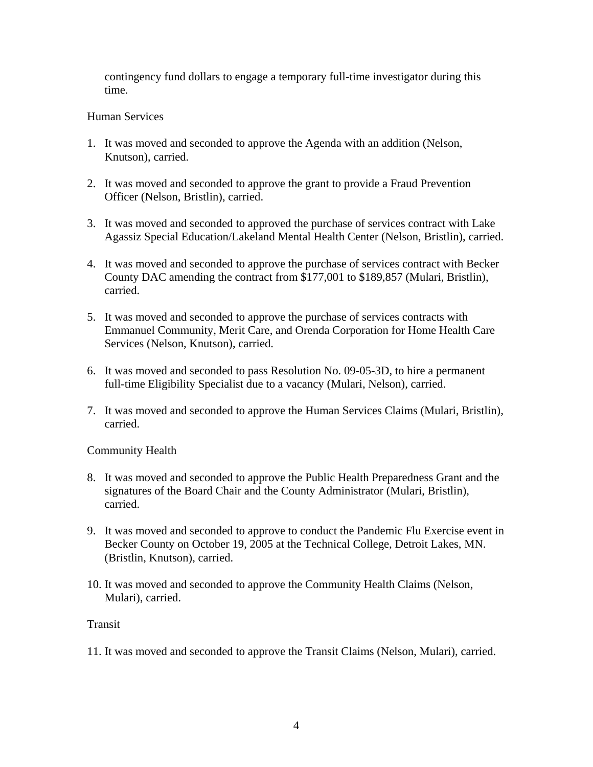contingency fund dollars to engage a temporary full-time investigator during this time.

Human Services

1. It was moved and seconded to approve the Agenda with an addition (Nelson, Knutson), carried.

2. It was moved and seconded to approve the grant to provide a Fraud Prevention Officer (Nelson, Bristlin), carried.

3. It was moved and seconded to approved the purchase of services contract with Lake Agassiz Special Education/Lakeland Mental Health Center (Nelson, Bristlin), carried.

4. It was moved and seconded to approve the purchase of services contract with Becker County DAC amending the contract from $177,001 to $189,857 (Mulari, Bristlin), carried.

5. It was moved and seconded to approve the purchase of services contracts with Emmanuel Community, Merit Care, and Orenda Corporation for Home Health Care Services (Nelson, Knutson), carried.

6. It was moved and seconded to pass Resolution No. 09-05-3D, to hire a permanent full-time Eligibility Specialist due to a vacancy (Mulari, Nelson), carried.

7. It was moved and seconded to approve the Human Services Claims (Mulari, Bristlin), carried.

Community Health

8. It was moved and seconded to approve the Public Health Preparedness Grant and the signatures of the Board Chair and the County Administrator (Mulari, Bristlin), carried.

9. It was moved and seconded to approve to conduct the Pandemic Flu Exercise event in Becker County on October 19, 2005 at the Technical College, Detroit Lakes, MN. (Bristlin, Knutson), carried.

10. It was moved and seconded to approve the Community Health Claims (Nelson, Mulari), carried.

Transit

11. It was moved and seconded to approve the Transit Claims (Nelson, Mulari), carried.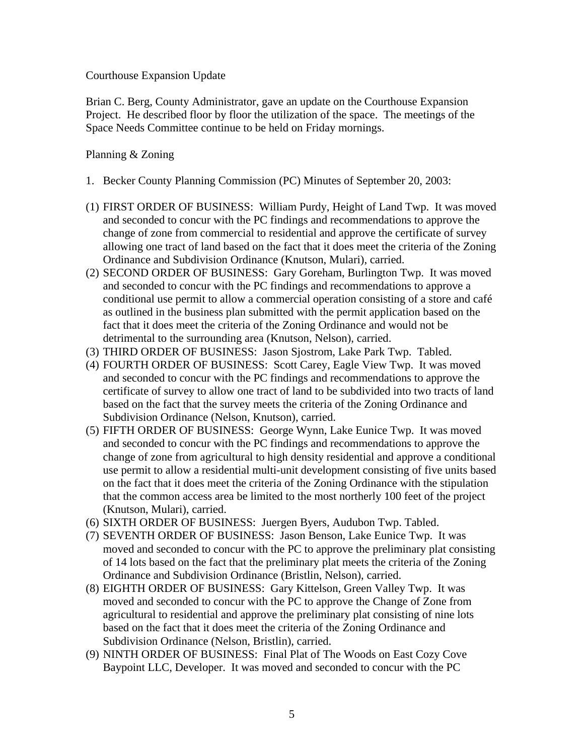Courthouse Expansion Update

Brian C. Berg, County Administrator, gave an update on the Courthouse Expansion Project. He described floor by floor the utilization of the space. The meetings of the Space Needs Committee continue to be held on Friday mornings.

Planning & Zoning

1. Becker County Planning Commission (PC) Minutes of September 20, 2003:

(1) FIRST ORDER OF BUSINESS: William Purdy, Height of Land Twp. It was moved and seconded to concur with the PC findings and recommendations to approve the change of zone from commercial to residential and approve the certificate of survey allowing one tract of land based on the fact that it does meet the criteria of the Zoning Ordinance and Subdivision Ordinance (Knutson, Mulari), carried.

(2) SECOND ORDER OF BUSINESS: Gary Goreham, Burlington Twp. It was moved and seconded to concur with the PC findings and recommendations to approve a conditional use permit to allow a commercial operation consisting of a store and café as outlined in the business plan submitted with the permit application based on the fact that it does meet the criteria of the Zoning Ordinance and would not be detrimental to the surrounding area (Knutson, Nelson), carried.

(3) THIRD ORDER OF BUSINESS: Jason Sjostrom, Lake Park Twp. Tabled.

(4) FOURTH ORDER OF BUSINESS: Scott Carey, Eagle View Twp. It was moved and seconded to concur with the PC findings and recommendations to approve the certificate of survey to allow one tract of land to be subdivided into two tracts of land based on the fact that the survey meets the criteria of the Zoning Ordinance and Subdivision Ordinance (Nelson, Knutson), carried.

(5) FIFTH ORDER OF BUSINESS: George Wynn, Lake Eunice Twp. It was moved and seconded to concur with the PC findings and recommendations to approve the change of zone from agricultural to high density residential and approve a conditional use permit to allow a residential multi-unit development consisting of five units based on the fact that it does meet the criteria of the Zoning Ordinance with the stipulation that the common access area be limited to the most northerly 100 feet of the project (Knutson, Mulari), carried.

(6) SIXTH ORDER OF BUSINESS: Juergen Byers, Audubon Twp. Tabled.

(7) SEVENTH ORDER OF BUSINESS: Jason Benson, Lake Eunice Twp. It was moved and seconded to concur with the PC to approve the preliminary plat consisting of 14 lots based on the fact that the preliminary plat meets the criteria of the Zoning Ordinance and Subdivision Ordinance (Bristlin, Nelson), carried.

(8) EIGHTH ORDER OF BUSINESS: Gary Kittelson, Green Valley Twp. It was moved and seconded to concur with the PC to approve the Change of Zone from agricultural to residential and approve the preliminary plat consisting of nine lots based on the fact that it does meet the criteria of the Zoning Ordinance and Subdivision Ordinance (Nelson, Bristlin), carried.

(9) NINTH ORDER OF BUSINESS: Final Plat of The Woods on East Cozy Cove Baypoint LLC, Developer. It was moved and seconded to concur with the PC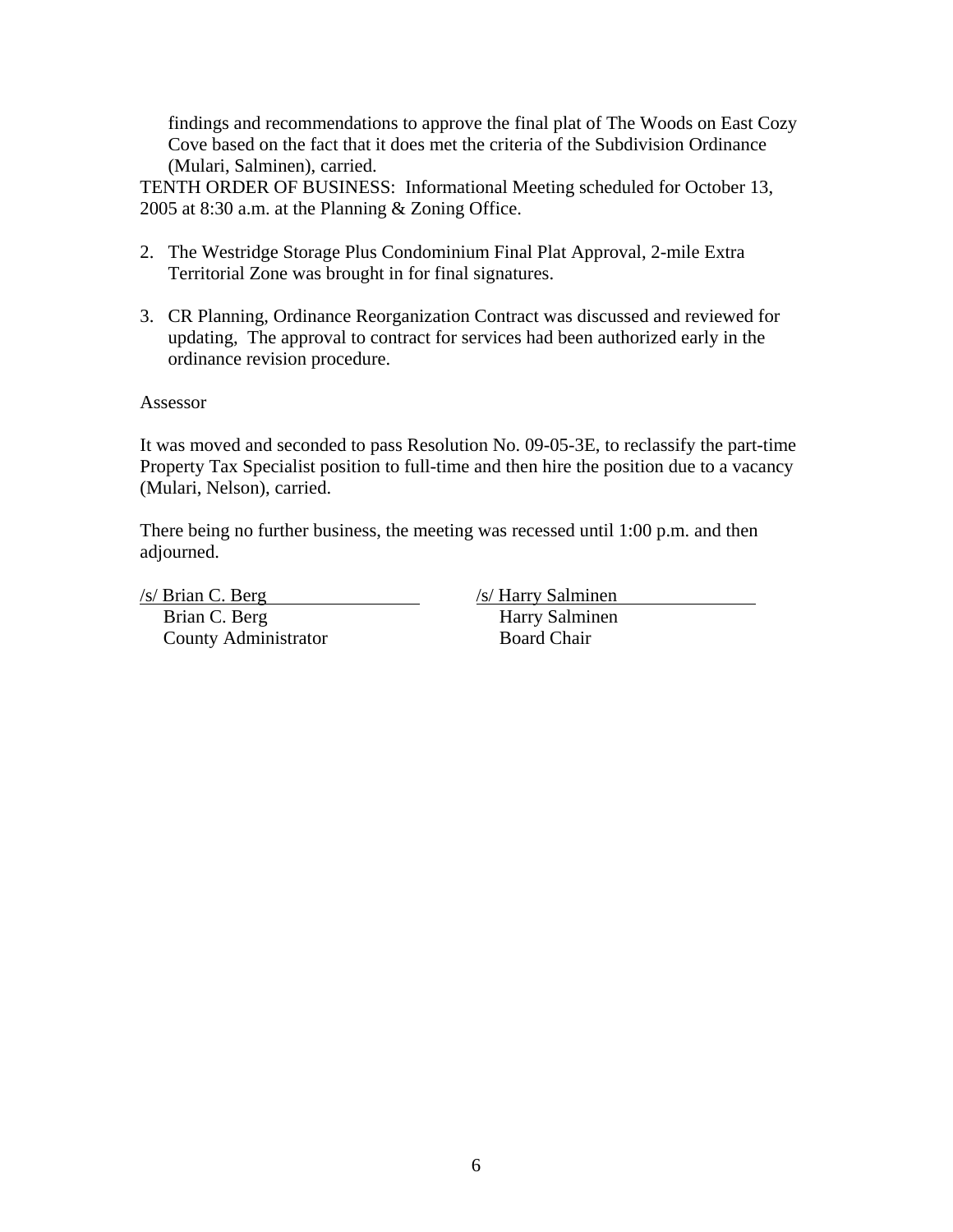findings and recommendations to approve the final plat of The Woods on East Cozy Cove based on the fact that it does met the criteria of the Subdivision Ordinance (Mulari, Salminen), carried.

TENTH ORDER OF BUSINESS: Informational Meeting scheduled for October 13, 2005 at 8:30 a.m. at the Planning & Zoning Office.

2. The Westridge Storage Plus Condominium Final Plat Approval, 2-mile Extra Territorial Zone was brought in for final signatures.

3. CR Planning, Ordinance Reorganization Contract was discussed and reviewed for updating, The approval to contract for services had been authorized early in the ordinance revision procedure.

Assessor

It was moved and seconded to pass Resolution No. 09-05-3E, to reclassify the part-time Property Tax Specialist position to full-time and then hire the position due to a vacancy (Mulari, Nelson), carried.

There being no further business, the meeting was recessed until 1:00 p.m. and then adjourned.

/s/ Brian C. Berg
Brian C. Berg
County Administrator

/s/ Harry Salminen
Harry Salminen
Board Chair